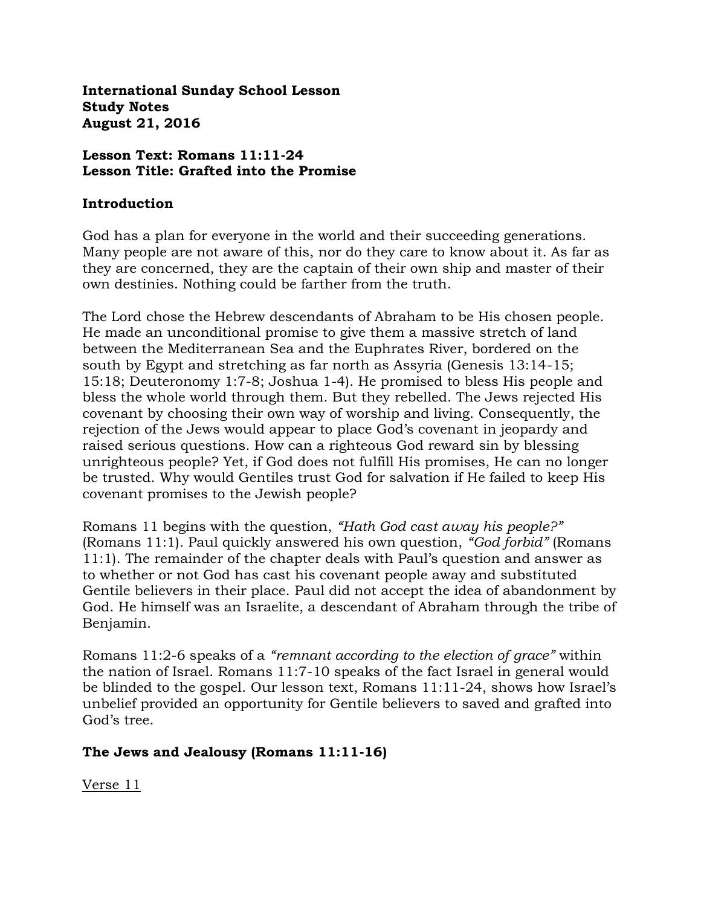**International Sunday School Lesson**
**Study Notes**
**August 21, 2016**

**Lesson Text: Romans 11:11-24**
**Lesson Title: Grafted into the Promise**

## Introduction

God has a plan for everyone in the world and their succeeding generations. Many people are not aware of this, nor do they care to know about it. As far as they are concerned, they are the captain of their own ship and master of their own destinies. Nothing could be farther from the truth.

The Lord chose the Hebrew descendants of Abraham to be His chosen people. He made an unconditional promise to give them a massive stretch of land between the Mediterranean Sea and the Euphrates River, bordered on the south by Egypt and stretching as far north as Assyria (Genesis 13:14-15; 15:18; Deuteronomy 1:7-8; Joshua 1-4). He promised to bless His people and bless the whole world through them. But they rebelled. The Jews rejected His covenant by choosing their own way of worship and living. Consequently, the rejection of the Jews would appear to place God's covenant in jeopardy and raised serious questions. How can a righteous God reward sin by blessing unrighteous people? Yet, if God does not fulfill His promises, He can no longer be trusted. Why would Gentiles trust God for salvation if He failed to keep His covenant promises to the Jewish people?

Romans 11 begins with the question, *"Hath God cast away his people?"* (Romans 11:1). Paul quickly answered his own question, *"God forbid"* (Romans 11:1). The remainder of the chapter deals with Paul's question and answer as to whether or not God has cast his covenant people away and substituted Gentile believers in their place. Paul did not accept the idea of abandonment by God. He himself was an Israelite, a descendant of Abraham through the tribe of Benjamin.

Romans 11:2-6 speaks of a *"remnant according to the election of grace"* within the nation of Israel. Romans 11:7-10 speaks of the fact Israel in general would be blinded to the gospel. Our lesson text, Romans 11:11-24, shows how Israel's unbelief provided an opportunity for Gentile believers to saved and grafted into God's tree.

## The Jews and Jealousy (Romans 11:11-16)

<u>Verse 11</u>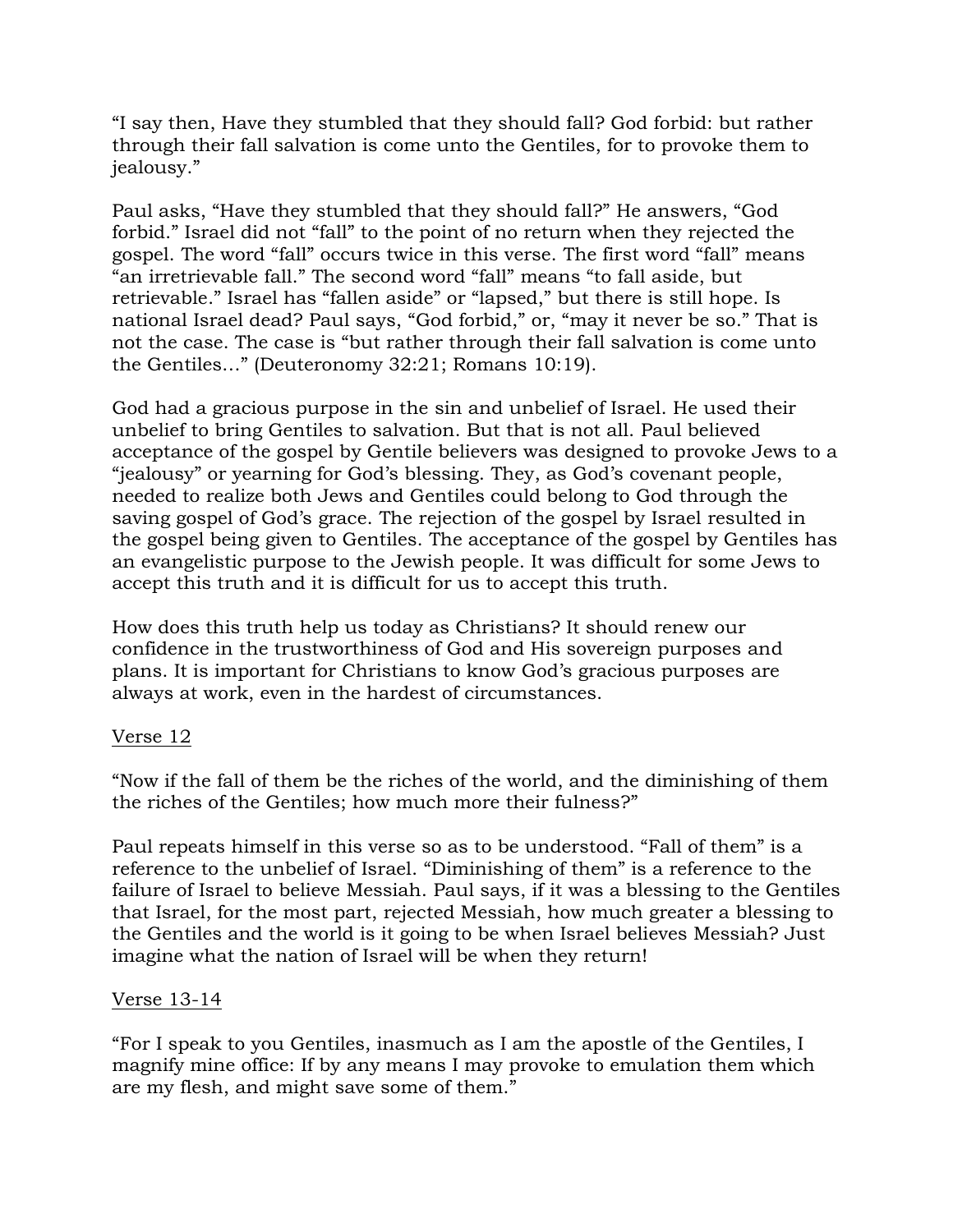"I say then, Have they stumbled that they should fall? God forbid: but rather through their fall salvation is come unto the Gentiles, for to provoke them to jealousy."

Paul asks, "Have they stumbled that they should fall?" He answers, "God forbid." Israel did not "fall" to the point of no return when they rejected the gospel. The word "fall" occurs twice in this verse. The first word "fall" means "an irretrievable fall." The second word "fall" means "to fall aside, but retrievable." Israel has "fallen aside" or "lapsed," but there is still hope. Is national Israel dead? Paul says, "God forbid," or, "may it never be so." That is not the case. The case is "but rather through their fall salvation is come unto the Gentiles…" (Deuteronomy 32:21; Romans 10:19).

God had a gracious purpose in the sin and unbelief of Israel. He used their unbelief to bring Gentiles to salvation. But that is not all. Paul believed acceptance of the gospel by Gentile believers was designed to provoke Jews to a "jealousy" or yearning for God's blessing. They, as God's covenant people, needed to realize both Jews and Gentiles could belong to God through the saving gospel of God's grace. The rejection of the gospel by Israel resulted in the gospel being given to Gentiles. The acceptance of the gospel by Gentiles has an evangelistic purpose to the Jewish people. It was difficult for some Jews to accept this truth and it is difficult for us to accept this truth.

How does this truth help us today as Christians? It should renew our confidence in the trustworthiness of God and His sovereign purposes and plans. It is important for Christians to know God's gracious purposes are always at work, even in the hardest of circumstances.

<u>Verse 12</u>

"Now if the fall of them be the riches of the world, and the diminishing of them the riches of the Gentiles; how much more their fulness?"

Paul repeats himself in this verse so as to be understood. "Fall of them" is a reference to the unbelief of Israel. "Diminishing of them" is a reference to the failure of Israel to believe Messiah. Paul says, if it was a blessing to the Gentiles that Israel, for the most part, rejected Messiah, how much greater a blessing to the Gentiles and the world is it going to be when Israel believes Messiah? Just imagine what the nation of Israel will be when they return!

<u>Verse 13-14</u>

"For I speak to you Gentiles, inasmuch as I am the apostle of the Gentiles, I magnify mine office: If by any means I may provoke to emulation them which are my flesh, and might save some of them."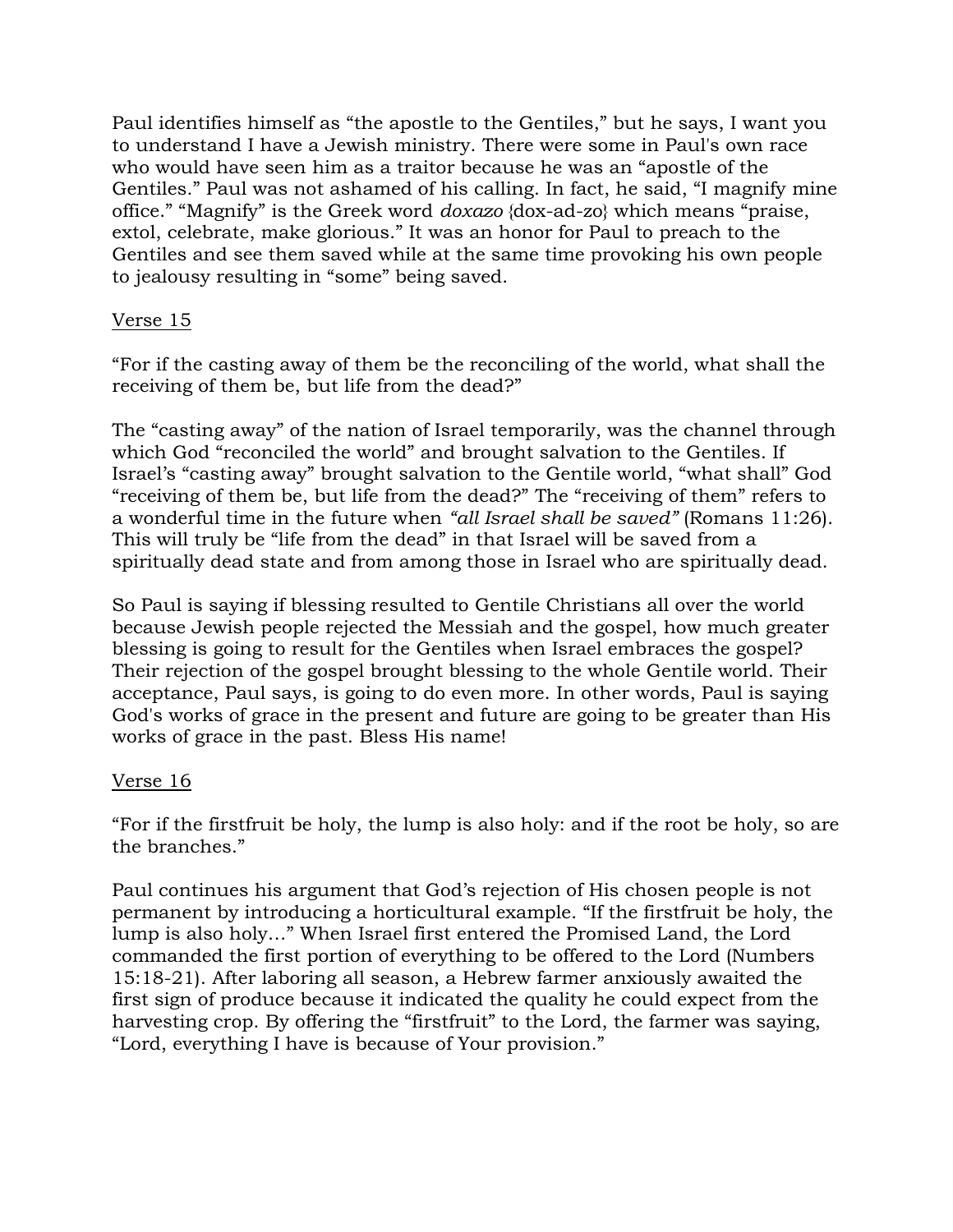Paul identifies himself as "the apostle to the Gentiles," but he says, I want you to understand I have a Jewish ministry. There were some in Paul's own race who would have seen him as a traitor because he was an "apostle of the Gentiles." Paul was not ashamed of his calling. In fact, he said, "I magnify mine office." "Magnify" is the Greek word *doxazo* {dox-ad-zo} which means "praise, extol, celebrate, make glorious." It was an honor for Paul to preach to the Gentiles and see them saved while at the same time provoking his own people to jealousy resulting in "some" being saved.

<u>Verse 15</u>

"For if the casting away of them be the reconciling of the world, what shall the receiving of them be, but life from the dead?"

The "casting away" of the nation of Israel temporarily, was the channel through which God "reconciled the world" and brought salvation to the Gentiles. If Israel's "casting away" brought salvation to the Gentile world, "what shall" God "receiving of them be, but life from the dead?" The "receiving of them" refers to a wonderful time in the future when *"all Israel shall be saved"* (Romans 11:26). This will truly be "life from the dead" in that Israel will be saved from a spiritually dead state and from among those in Israel who are spiritually dead.

So Paul is saying if blessing resulted to Gentile Christians all over the world because Jewish people rejected the Messiah and the gospel, how much greater blessing is going to result for the Gentiles when Israel embraces the gospel? Their rejection of the gospel brought blessing to the whole Gentile world. Their acceptance, Paul says, is going to do even more. In other words, Paul is saying God's works of grace in the present and future are going to be greater than His works of grace in the past. Bless His name!

<u>Verse 16</u>

"For if the firstfruit be holy, the lump is also holy: and if the root be holy, so are the branches."

Paul continues his argument that God's rejection of His chosen people is not permanent by introducing a horticultural example. "If the firstfruit be holy, the lump is also holy…" When Israel first entered the Promised Land, the Lord commanded the first portion of everything to be offered to the Lord (Numbers 15:18-21). After laboring all season, a Hebrew farmer anxiously awaited the first sign of produce because it indicated the quality he could expect from the harvesting crop. By offering the "firstfruit" to the Lord, the farmer was saying, "Lord, everything I have is because of Your provision."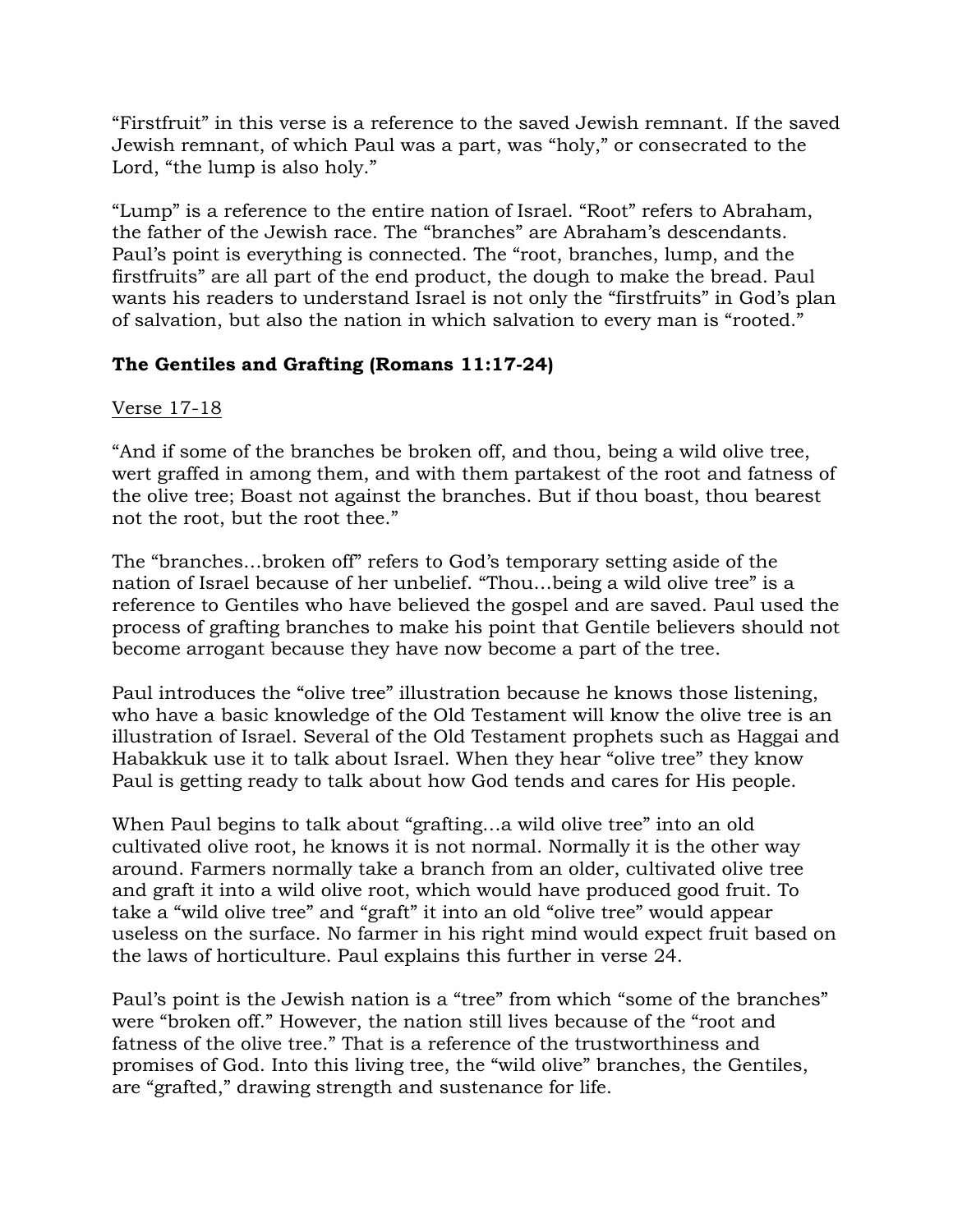"Firstfruit" in this verse is a reference to the saved Jewish remnant. If the saved Jewish remnant, of which Paul was a part, was "holy," or consecrated to the Lord, "the lump is also holy."

"Lump" is a reference to the entire nation of Israel. "Root" refers to Abraham, the father of the Jewish race. The "branches" are Abraham's descendants. Paul's point is everything is connected. The "root, branches, lump, and the firstfruits" are all part of the end product, the dough to make the bread. Paul wants his readers to understand Israel is not only the "firstfruits" in God's plan of salvation, but also the nation in which salvation to every man is "rooted."

**The Gentiles and Grafting (Romans 11:17-24)**

<u>Verse 17-18</u>

"And if some of the branches be broken off, and thou, being a wild olive tree, wert graffed in among them, and with them partakest of the root and fatness of the olive tree; Boast not against the branches. But if thou boast, thou bearest not the root, but the root thee."

The "branches…broken off" refers to God's temporary setting aside of the nation of Israel because of her unbelief. "Thou…being a wild olive tree" is a reference to Gentiles who have believed the gospel and are saved. Paul used the process of grafting branches to make his point that Gentile believers should not become arrogant because they have now become a part of the tree.

Paul introduces the "olive tree" illustration because he knows those listening, who have a basic knowledge of the Old Testament will know the olive tree is an illustration of Israel. Several of the Old Testament prophets such as Haggai and Habakkuk use it to talk about Israel. When they hear "olive tree" they know Paul is getting ready to talk about how God tends and cares for His people.

When Paul begins to talk about "grafting…a wild olive tree" into an old cultivated olive root, he knows it is not normal. Normally it is the other way around. Farmers normally take a branch from an older, cultivated olive tree and graft it into a wild olive root, which would have produced good fruit. To take a "wild olive tree" and "graft" it into an old "olive tree" would appear useless on the surface. No farmer in his right mind would expect fruit based on the laws of horticulture. Paul explains this further in verse 24.

Paul's point is the Jewish nation is a "tree" from which "some of the branches" were "broken off." However, the nation still lives because of the "root and fatness of the olive tree." That is a reference of the trustworthiness and promises of God. Into this living tree, the "wild olive" branches, the Gentiles, are "grafted," drawing strength and sustenance for life.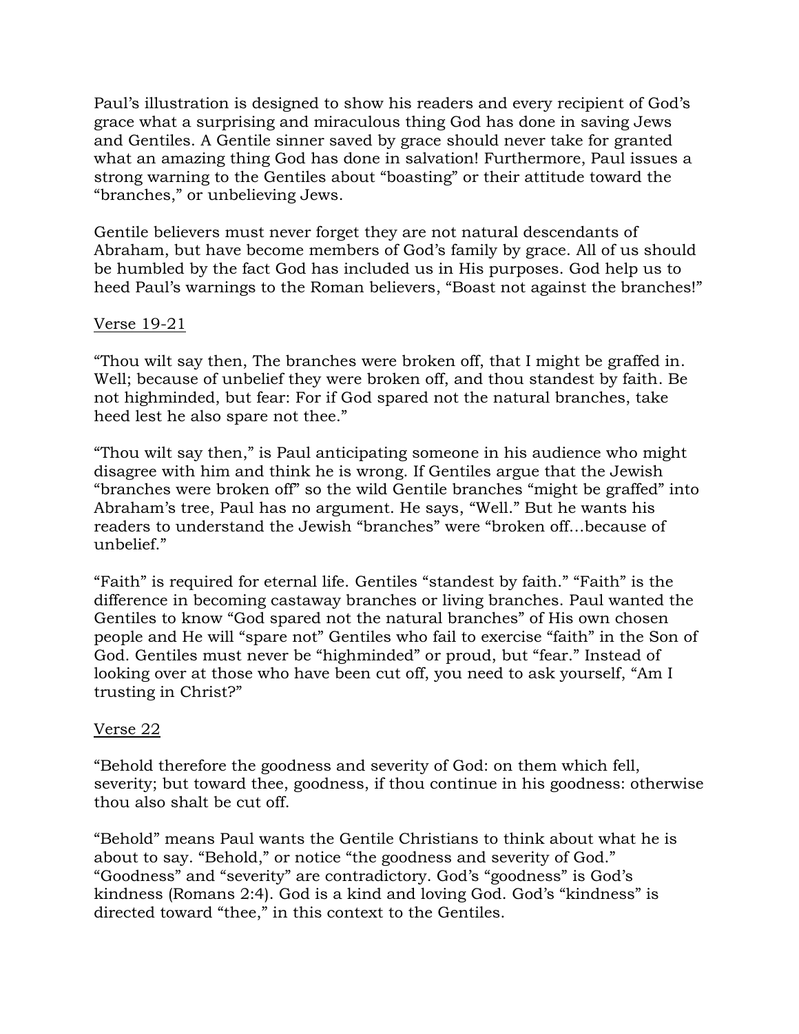Paul's illustration is designed to show his readers and every recipient of God's grace what a surprising and miraculous thing God has done in saving Jews and Gentiles. A Gentile sinner saved by grace should never take for granted what an amazing thing God has done in salvation! Furthermore, Paul issues a strong warning to the Gentiles about "boasting" or their attitude toward the "branches," or unbelieving Jews.

Gentile believers must never forget they are not natural descendants of Abraham, but have become members of God's family by grace. All of us should be humbled by the fact God has included us in His purposes. God help us to heed Paul's warnings to the Roman believers, "Boast not against the branches!"

<u>Verse 19-21</u>

"Thou wilt say then, The branches were broken off, that I might be graffed in. Well; because of unbelief they were broken off, and thou standest by faith. Be not highminded, but fear: For if God spared not the natural branches, take heed lest he also spare not thee."

"Thou wilt say then," is Paul anticipating someone in his audience who might disagree with him and think he is wrong. If Gentiles argue that the Jewish "branches were broken off" so the wild Gentile branches "might be graffed" into Abraham's tree, Paul has no argument. He says, "Well." But he wants his readers to understand the Jewish "branches" were "broken off…because of unbelief."

"Faith" is required for eternal life. Gentiles "standest by faith." "Faith" is the difference in becoming castaway branches or living branches. Paul wanted the Gentiles to know "God spared not the natural branches" of His own chosen people and He will "spare not" Gentiles who fail to exercise "faith" in the Son of God. Gentiles must never be "highminded" or proud, but "fear." Instead of looking over at those who have been cut off, you need to ask yourself, "Am I trusting in Christ?"

<u>Verse 22</u>

"Behold therefore the goodness and severity of God: on them which fell, severity; but toward thee, goodness, if thou continue in his goodness: otherwise thou also shalt be cut off.

"Behold" means Paul wants the Gentile Christians to think about what he is about to say. "Behold," or notice "the goodness and severity of God." "Goodness" and "severity" are contradictory. God's "goodness" is God's kindness (Romans 2:4). God is a kind and loving God. God's "kindness" is directed toward "thee," in this context to the Gentiles.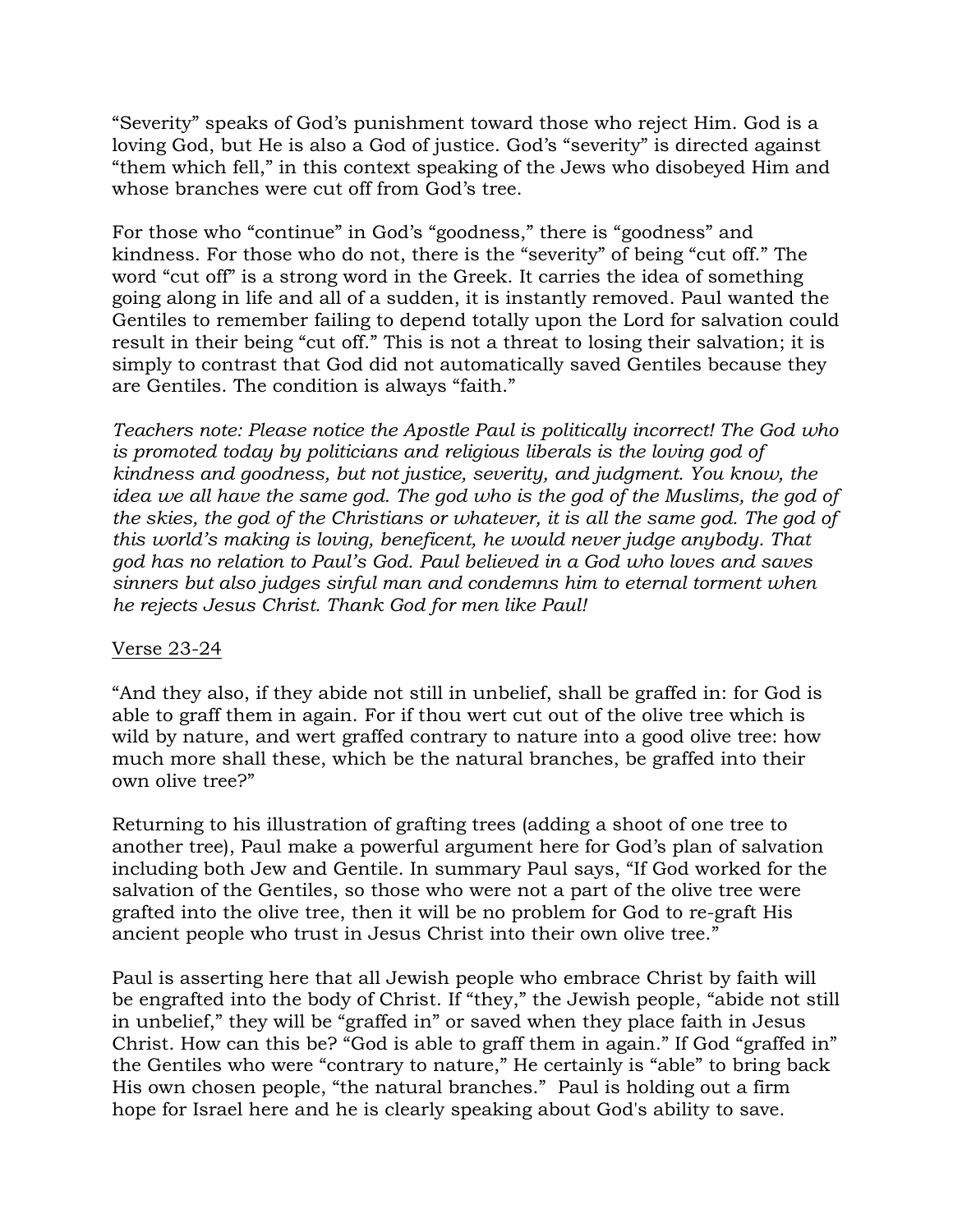"Severity" speaks of God's punishment toward those who reject Him. God is a loving God, but He is also a God of justice. God's "severity" is directed against "them which fell," in this context speaking of the Jews who disobeyed Him and whose branches were cut off from God's tree.

For those who "continue" in God's "goodness," there is "goodness" and kindness. For those who do not, there is the "severity" of being "cut off." The word "cut off" is a strong word in the Greek. It carries the idea of something going along in life and all of a sudden, it is instantly removed. Paul wanted the Gentiles to remember failing to depend totally upon the Lord for salvation could result in their being "cut off." This is not a threat to losing their salvation; it is simply to contrast that God did not automatically saved Gentiles because they are Gentiles. The condition is always "faith."

*Teachers note: Please notice the Apostle Paul is politically incorrect! The God who is promoted today by politicians and religious liberals is the loving god of kindness and goodness, but not justice, severity, and judgment. You know, the idea we all have the same god. The god who is the god of the Muslims, the god of the skies, the god of the Christians or whatever, it is all the same god. The god of this world's making is loving, beneficent, he would never judge anybody. That god has no relation to Paul's God. Paul believed in a God who loves and saves sinners but also judges sinful man and condemns him to eternal torment when he rejects Jesus Christ. Thank God for men like Paul!*

<u>Verse 23-24</u>

"And they also, if they abide not still in unbelief, shall be graffed in: for God is able to graff them in again. For if thou wert cut out of the olive tree which is wild by nature, and wert graffed contrary to nature into a good olive tree: how much more shall these, which be the natural branches, be graffed into their own olive tree?"

Returning to his illustration of grafting trees (adding a shoot of one tree to another tree), Paul make a powerful argument here for God's plan of salvation including both Jew and Gentile. In summary Paul says, "If God worked for the salvation of the Gentiles, so those who were not a part of the olive tree were grafted into the olive tree, then it will be no problem for God to re-graft His ancient people who trust in Jesus Christ into their own olive tree."

Paul is asserting here that all Jewish people who embrace Christ by faith will be engrafted into the body of Christ. If "they," the Jewish people, "abide not still in unbelief," they will be "graffed in" or saved when they place faith in Jesus Christ. How can this be? "God is able to graff them in again." If God "graffed in" the Gentiles who were "contrary to nature," He certainly is "able" to bring back His own chosen people, "the natural branches." Paul is holding out a firm hope for Israel here and he is clearly speaking about God's ability to save.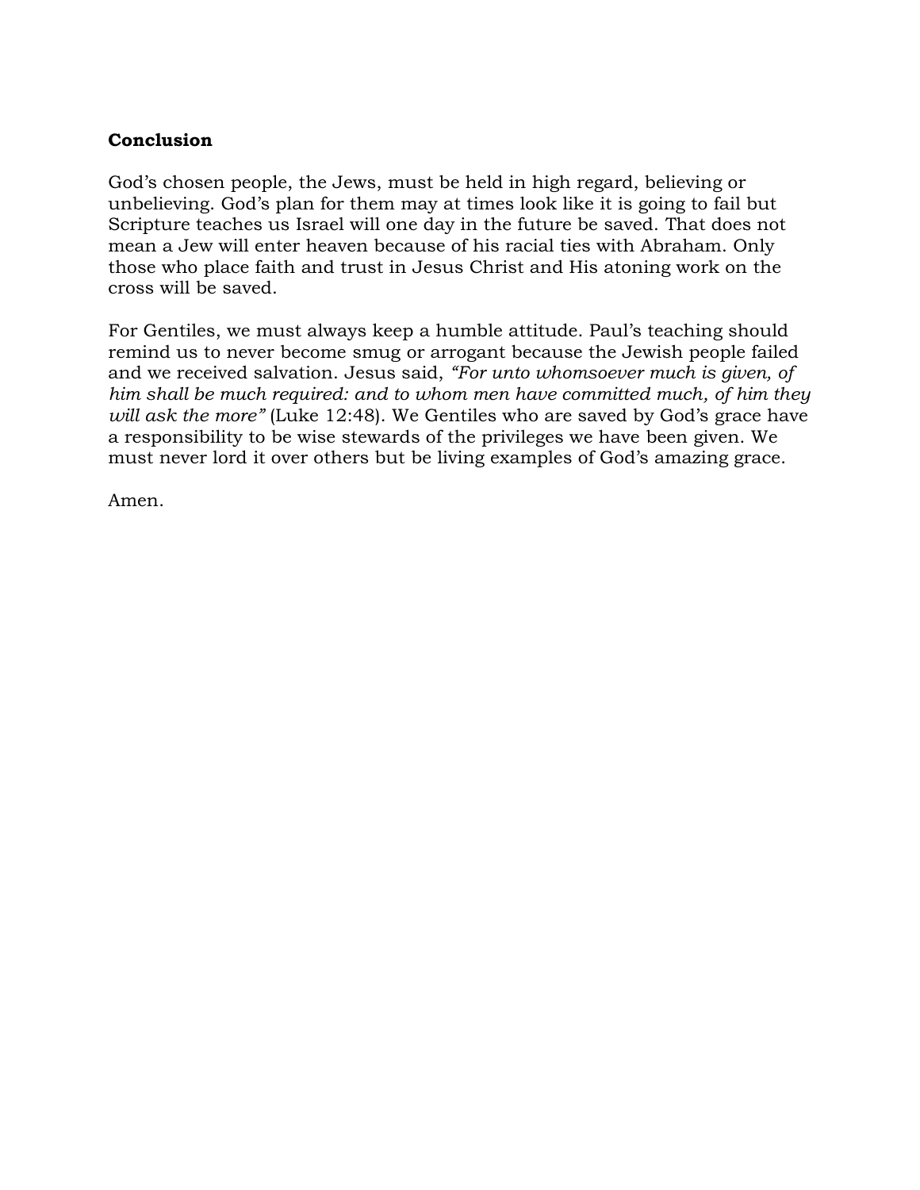**Conclusion**

God's chosen people, the Jews, must be held in high regard, believing or unbelieving. God's plan for them may at times look like it is going to fail but Scripture teaches us Israel will one day in the future be saved. That does not mean a Jew will enter heaven because of his racial ties with Abraham. Only those who place faith and trust in Jesus Christ and His atoning work on the cross will be saved.

For Gentiles, we must always keep a humble attitude. Paul's teaching should remind us to never become smug or arrogant because the Jewish people failed and we received salvation. Jesus said, *"For unto whomsoever much is given, of him shall be much required: and to whom men have committed much, of him they will ask the more"* (Luke 12:48). We Gentiles who are saved by God's grace have a responsibility to be wise stewards of the privileges we have been given. We must never lord it over others but be living examples of God's amazing grace.

Amen.